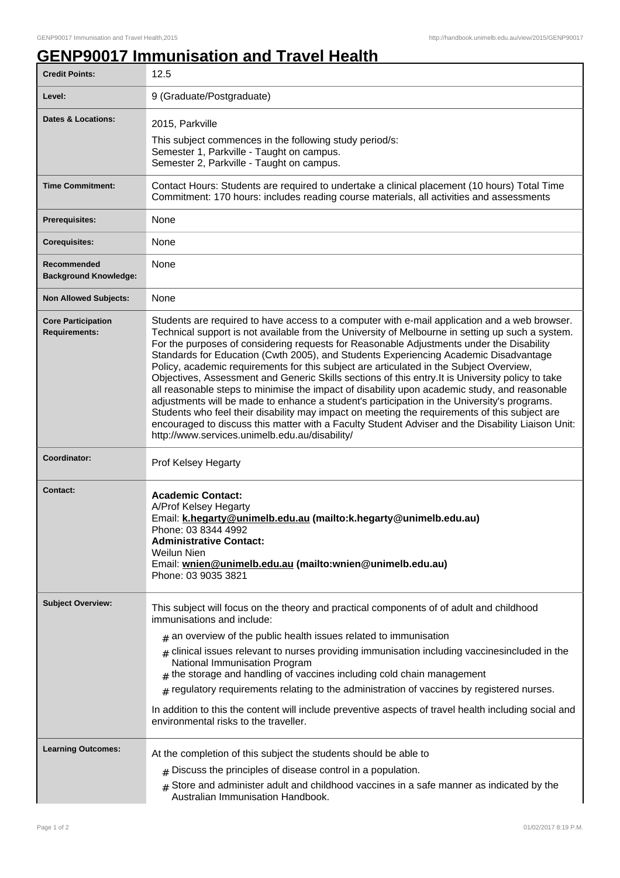# GENP90017 Immunisation and Travel Health

| | |
|---|---|
| **Credit Points:** | 12.5 |
| **Level:** | 9 (Graduate/Postgraduate) |
| **Dates & Locations:** | 2015, Parkville<br>This subject commences in the following study period/s:<br>Semester 1, Parkville - Taught on campus.<br>Semester 2, Parkville - Taught on campus. |
| **Time Commitment:** | Contact Hours: Students are required to undertake a clinical placement (10 hours) Total Time Commitment: 170 hours: includes reading course materials, all activities and assessments |
| **Prerequisites:** | None |
| **Corequisites:** | None |
| **Recommended Background Knowledge:** | None |
| **Non Allowed Subjects:** | None |
| **Core Participation Requirements:** | Students are required to have access to a computer with e-mail application and a web browser. Technical support is not available from the University of Melbourne in setting up such a system. For the purposes of considering requests for Reasonable Adjustments under the Disability Standards for Education (Cwth 2005), and Students Experiencing Academic Disadvantage Policy, academic requirements for this subject are articulated in the Subject Overview, Objectives, Assessment and Generic Skills sections of this entry.It is University policy to take all reasonable steps to minimise the impact of disability upon academic study, and reasonable adjustments will be made to enhance a student's participation in the University's programs. Students who feel their disability may impact on meeting the requirements of this subject are encouraged to discuss this matter with a Faculty Student Adviser and the Disability Liaison Unit: http://www.services.unimelb.edu.au/disability/ |
| **Coordinator:** | Prof Kelsey Hegarty |
| **Contact:** | **Academic Contact:**<br>A/Prof Kelsey Hegarty<br>Email: **k.hegarty@unimelb.edu.au (mailto:k.hegarty@unimelb.edu.au)**<br>Phone: 03 8344 4992<br>**Administrative Contact:**<br>Weilun Nien<br>Email: **wnien@unimelb.edu.au (mailto:wnien@unimelb.edu.au)**<br>Phone: 03 9035 3821 |
| **Subject Overview:** | This subject will focus on the theory and practical components of of adult and childhood immunisations and include:<br># an overview of the public health issues related to immunisation<br># clinical issues relevant to nurses providing immunisation including vaccinesincluded in the National Immunisation Program<br># the storage and handling of vaccines including cold chain management<br># regulatory requirements relating to the administration of vaccines by registered nurses.<br>In addition to this the content will include preventive aspects of travel health including social and environmental risks to the traveller. |
| **Learning Outcomes:** | At the completion of this subject the students should be able to<br># Discuss the principles of disease control in a population.<br># Store and administer adult and childhood vaccines in a safe manner as indicated by the Australian Immunisation Handbook. |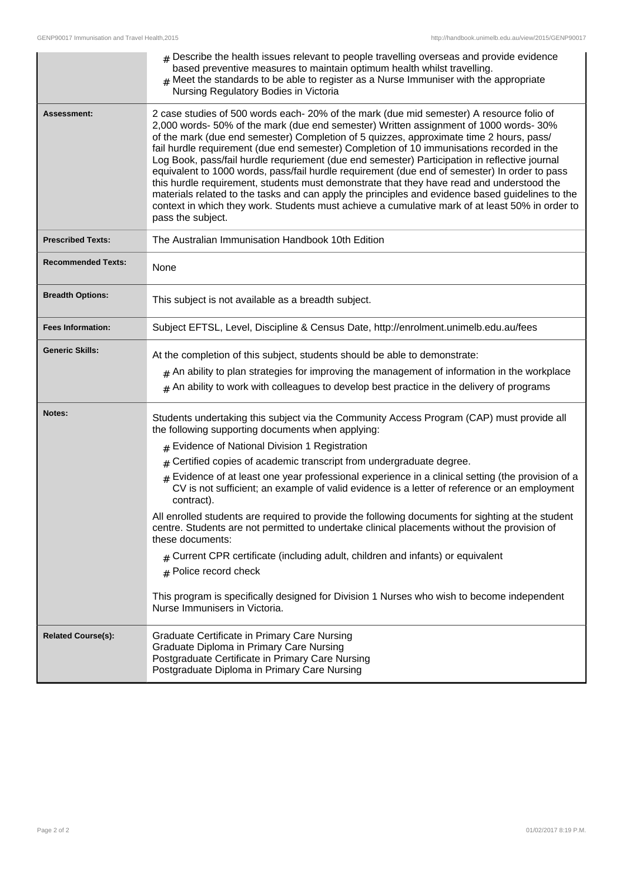| | |
|---|---|
| | # Describe the health issues relevant to people travelling overseas and provide evidence based preventive measures to maintain optimum health whilst travelling.<br># Meet the standards to be able to register as a Nurse Immuniser with the appropriate Nursing Regulatory Bodies in Victoria |
| **Assessment:** | 2 case studies of 500 words each- 20% of the mark (due mid semester) A resource folio of 2,000 words- 50% of the mark (due end semester) Written assignment of 1000 words- 30% of the mark (due end semester) Completion of 5 quizzes, approximate time 2 hours, pass/fail hurdle requirement (due end semester) Completion of 10 immunisations recorded in the Log Book, pass/fail hurdle requriement (due end semester) Participation in reflective journal equivalent to 1000 words, pass/fail hurdle requirement (due end of semester) In order to pass this hurdle requirement, students must demonstrate that they have read and understood the materials related to the tasks and can apply the principles and evidence based guidelines to the context in which they work. Students must achieve a cumulative mark of at least 50% in order to pass the subject. |
| **Prescribed Texts:** | The Australian Immunisation Handbook 10th Edition |
| **Recommended Texts:** | None |
| **Breadth Options:** | This subject is not available as a breadth subject. |
| **Fees Information:** | Subject EFTSL, Level, Discipline & Census Date, http://enrolment.unimelb.edu.au/fees |
| **Generic Skills:** | At the completion of this subject, students should be able to demonstrate:<br># An ability to plan strategies for improving the management of information in the workplace<br># An ability to work with colleagues to develop best practice in the delivery of programs |
| **Notes:** | Students undertaking this subject via the Community Access Program (CAP) must provide all the following supporting documents when applying:<br># Evidence of National Division 1 Registration<br># Certified copies of academic transcript from undergraduate degree.<br># Evidence of at least one year professional experience in a clinical setting (the provision of a CV is not sufficient; an example of valid evidence is a letter of reference or an employment contract).<br>All enrolled students are required to provide the following documents for sighting at the student centre. Students are not permitted to undertake clinical placements without the provision of these documents:<br># Current CPR certificate (including adult, children and infants) or equivalent<br># Police record check<br>This program is specifically designed for Division 1 Nurses who wish to become independent Nurse Immunisers in Victoria. |
| **Related Course(s):** | Graduate Certificate in Primary Care Nursing<br>Graduate Diploma in Primary Care Nursing<br>Postgraduate Certificate in Primary Care Nursing<br>Postgraduate Diploma in Primary Care Nursing |